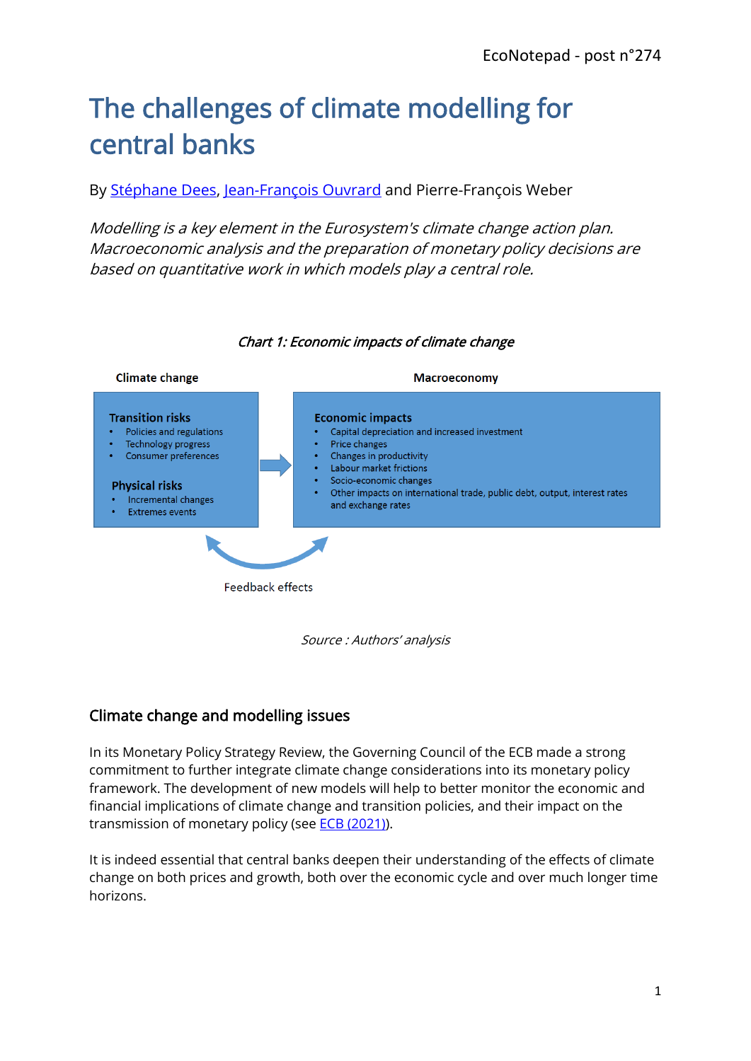# The challenges of climate modelling for central banks

By Stéphane Dees, Jean-François Ouvrard and Pierre-François Weber

*Modelling is a key element in the Eurosystem's climate change action plan. Macroeconomic analysis and the preparation of monetary policy decisions are based on quantitative work in which models play a central role.*

*Chart 1: Economic impacts of climate change*

**Climate change**

**Transition risks**
- Policies and regulations
- Technology progress
- Consumer preferences

**Physical risks**
- Incremental changes
- Extremes events

**Macroeconomy**

**Economic impacts**
- Capital depreciation and increased investment
- Price changes
- Changes in productivity
- Labour market frictions
- Socio-economic changes
- Other impacts on international trade, public debt, output, interest rates and exchange rates

Feedback effects

*Source : Authors' analysis*

## Climate change and modelling issues

In its Monetary Policy Strategy Review, the Governing Council of the ECB made a strong commitment to further integrate climate change considerations into its monetary policy framework. The development of new models will help to better monitor the economic and financial implications of climate change and transition policies, and their impact on the transmission of monetary policy (see ECB (2021)).

It is indeed essential that central banks deepen their understanding of the effects of climate change on both prices and growth, both over the economic cycle and over much longer time horizons.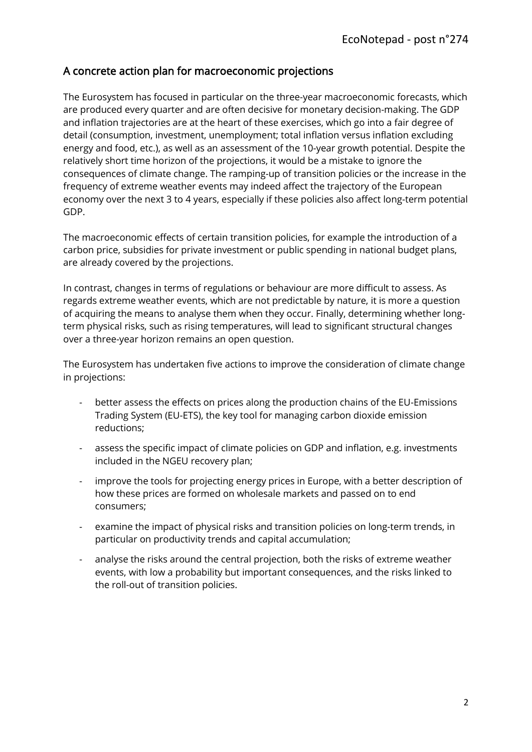## A concrete action plan for macroeconomic projections

The Eurosystem has focused in particular on the three-year macroeconomic forecasts, which are produced every quarter and are often decisive for monetary decision-making. The GDP and inflation trajectories are at the heart of these exercises, which go into a fair degree of detail (consumption, investment, unemployment; total inflation versus inflation excluding energy and food, etc.), as well as an assessment of the 10-year growth potential. Despite the relatively short time horizon of the projections, it would be a mistake to ignore the consequences of climate change. The ramping-up of transition policies or the increase in the frequency of extreme weather events may indeed affect the trajectory of the European economy over the next 3 to 4 years, especially if these policies also affect long-term potential GDP.

The macroeconomic effects of certain transition policies, for example the introduction of a carbon price, subsidies for private investment or public spending in national budget plans, are already covered by the projections.

In contrast, changes in terms of regulations or behaviour are more difficult to assess. As regards extreme weather events, which are not predictable by nature, it is more a question of acquiring the means to analyse them when they occur. Finally, determining whether long-term physical risks, such as rising temperatures, will lead to significant structural changes over a three-year horizon remains an open question.

The Eurosystem has undertaken five actions to improve the consideration of climate change in projections:

- better assess the effects on prices along the production chains of the EU-Emissions Trading System (EU-ETS), the key tool for managing carbon dioxide emission reductions;
- assess the specific impact of climate policies on GDP and inflation, e.g. investments included in the NGEU recovery plan;
- improve the tools for projecting energy prices in Europe, with a better description of how these prices are formed on wholesale markets and passed on to end consumers;
- examine the impact of physical risks and transition policies on long-term trends, in particular on productivity trends and capital accumulation;
- analyse the risks around the central projection, both the risks of extreme weather events, with low a probability but important consequences, and the risks linked to the roll-out of transition policies.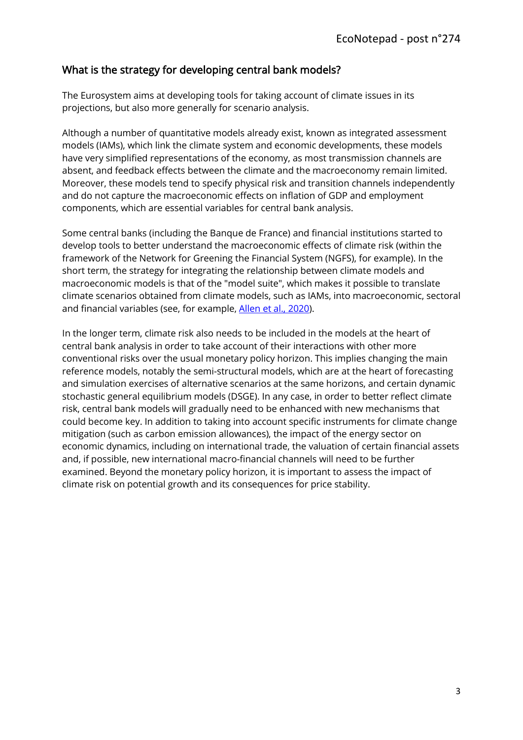## What is the strategy for developing central bank models?

The Eurosystem aims at developing tools for taking account of climate issues in its projections, but also more generally for scenario analysis.

Although a number of quantitative models already exist, known as integrated assessment models (IAMs), which link the climate system and economic developments, these models have very simplified representations of the economy, as most transmission channels are absent, and feedback effects between the climate and the macroeconomy remain limited. Moreover, these models tend to specify physical risk and transition channels independently and do not capture the macroeconomic effects on inflation of GDP and employment components, which are essential variables for central bank analysis.

Some central banks (including the Banque de France) and financial institutions started to develop tools to better understand the macroeconomic effects of climate risk (within the framework of the Network for Greening the Financial System (NGFS), for example). In the short term, the strategy for integrating the relationship between climate models and macroeconomic models is that of the "model suite", which makes it possible to translate climate scenarios obtained from climate models, such as IAMs, into macroeconomic, sectoral and financial variables (see, for example, Allen et al., 2020).

In the longer term, climate risk also needs to be included in the models at the heart of central bank analysis in order to take account of their interactions with other more conventional risks over the usual monetary policy horizon. This implies changing the main reference models, notably the semi-structural models, which are at the heart of forecasting and simulation exercises of alternative scenarios at the same horizons, and certain dynamic stochastic general equilibrium models (DSGE). In any case, in order to better reflect climate risk, central bank models will gradually need to be enhanced with new mechanisms that could become key. In addition to taking into account specific instruments for climate change mitigation (such as carbon emission allowances), the impact of the energy sector on economic dynamics, including on international trade, the valuation of certain financial assets and, if possible, new international macro-financial channels will need to be further examined. Beyond the monetary policy horizon, it is important to assess the impact of climate risk on potential growth and its consequences for price stability.